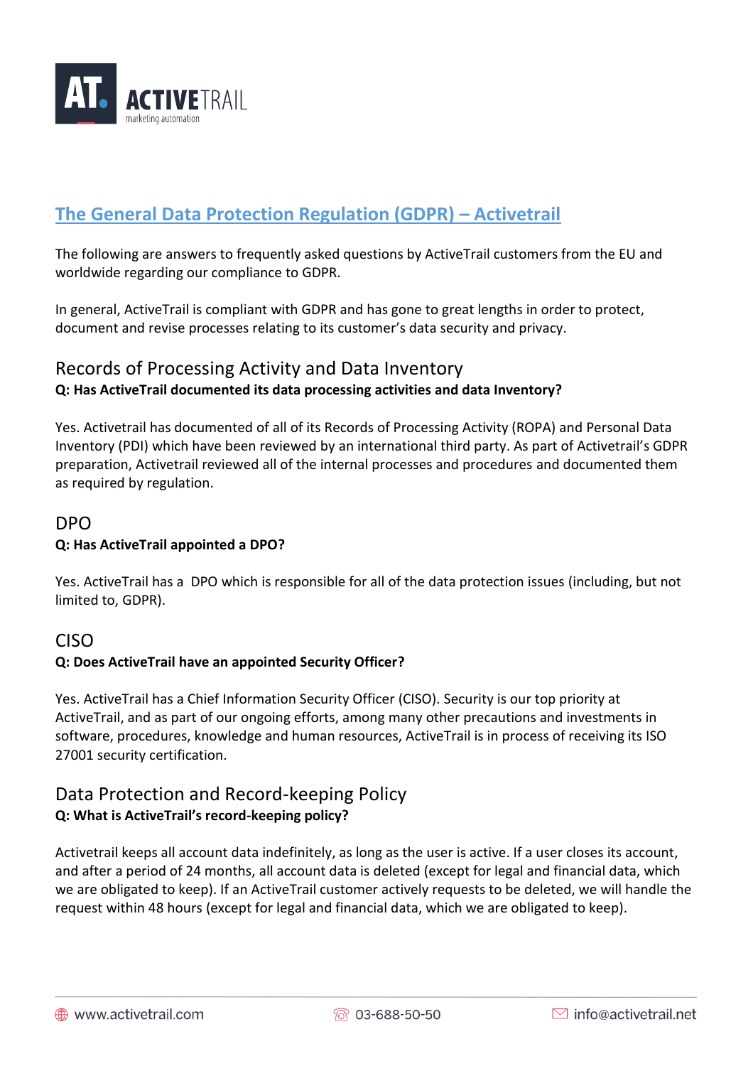# [The General Data Protection Regulation (GDPR) – Activetrail]

The following are answers to frequently asked questions by ActiveTrail customers from the EU and worldwide regarding our compliance to GDPR.

In general, ActiveTrail is compliant with GDPR and has gone to great lengths in order to protect, document and revise processes relating to its customer's data security and privacy.

## Records of Processing Activity and Data Inventory

**Q: Has ActiveTrail documented its data processing activities and data Inventory?**

Yes. Activetrail has documented of all of its Records of Processing Activity (ROPA) and Personal Data Inventory (PDI) which have been reviewed by an international third party. As part of Activetrail's GDPR preparation, Activetrail reviewed all of the internal processes and procedures and documented them as required by regulation.

## DPO

**Q: Has ActiveTrail appointed a DPO?**

Yes. ActiveTrail has a DPO which is responsible for all of the data protection issues (including, but not limited to, GDPR).

## CISO

**Q: Does ActiveTrail have an appointed Security Officer?**

Yes. ActiveTrail has a Chief Information Security Officer (CISO). Security is our top priority at ActiveTrail, and as part of our ongoing efforts, among many other precautions and investments in software, procedures, knowledge and human resources, ActiveTrail is in process of receiving its ISO 27001 security certification.

## Data Protection and Record-keeping Policy

**Q: What is ActiveTrail's record-keeping policy?**

Activetrail keeps all account data indefinitely, as long as the user is active. If a user closes its account, and after a period of 24 months, all account data is deleted (except for legal and financial data, which we are obligated to keep). If an ActiveTrail customer actively requests to be deleted, we will handle the request within 48 hours (except for legal and financial data, which we are obligated to keep).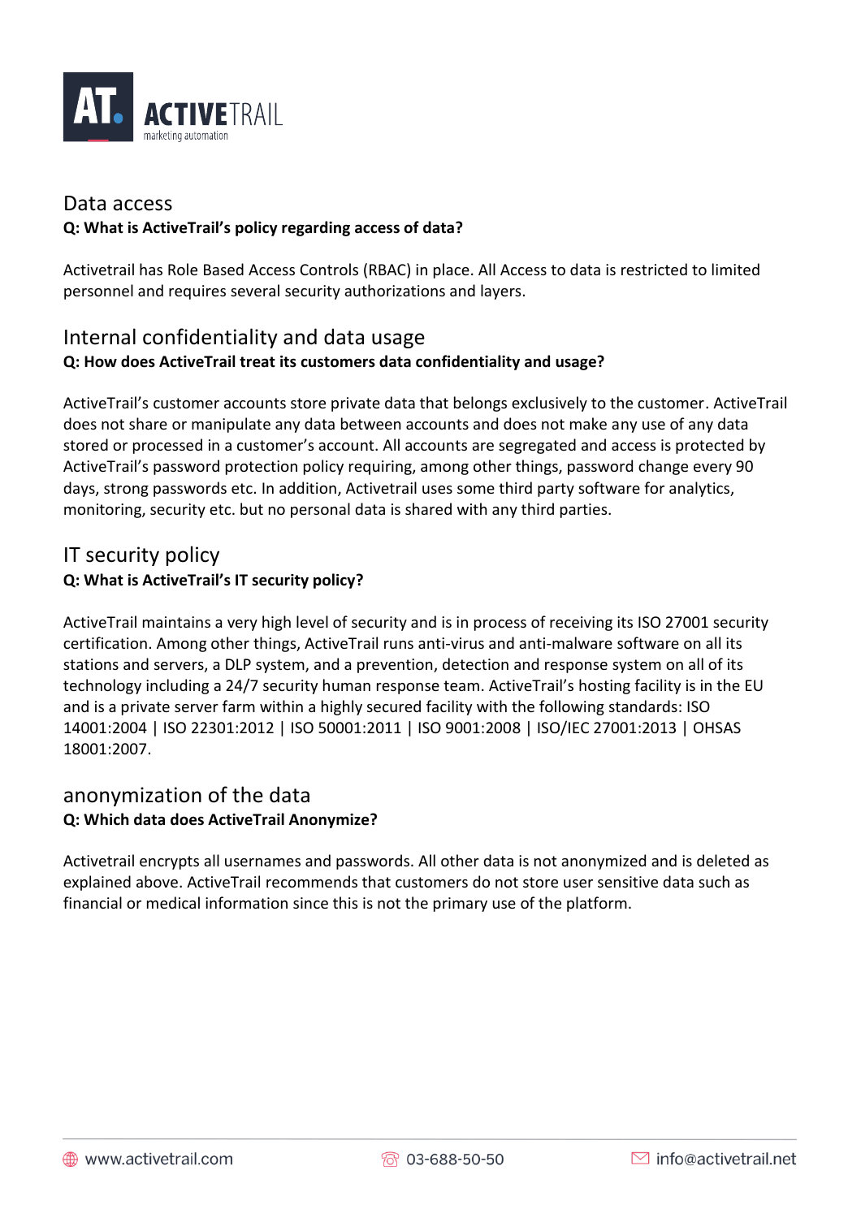## Data access

**Q: What is ActiveTrail's policy regarding access of data?**

Activetrail has Role Based Access Controls (RBAC) in place. All Access to data is restricted to limited personnel and requires several security authorizations and layers.

## Internal confidentiality and data usage

**Q: How does ActiveTrail treat its customers data confidentiality and usage?**

ActiveTrail's customer accounts store private data that belongs exclusively to the customer. ActiveTrail does not share or manipulate any data between accounts and does not make any use of any data stored or processed in a customer's account. All accounts are segregated and access is protected by ActiveTrail's password protection policy requiring, among other things, password change every 90 days, strong passwords etc. In addition, Activetrail uses some third party software for analytics, monitoring, security etc. but no personal data is shared with any third parties.

## IT security policy

**Q: What is ActiveTrail's IT security policy?**

ActiveTrail maintains a very high level of security and is in process of receiving its ISO 27001 security certification. Among other things, ActiveTrail runs anti-virus and anti-malware software on all its stations and servers, a DLP system, and a prevention, detection and response system on all of its technology including a 24/7 security human response team. ActiveTrail's hosting facility is in the EU and is a private server farm within a highly secured facility with the following standards: ISO 14001:2004 | ISO 22301:2012 | ISO 50001:2011 | ISO 9001:2008 | ISO/IEC 27001:2013 | OHSAS 18001:2007.

## anonymization of the data

**Q: Which data does ActiveTrail Anonymize?**

Activetrail encrypts all usernames and passwords. All other data is not anonymized and is deleted as explained above. ActiveTrail recommends that customers do not store user sensitive data such as financial or medical information since this is not the primary use of the platform.